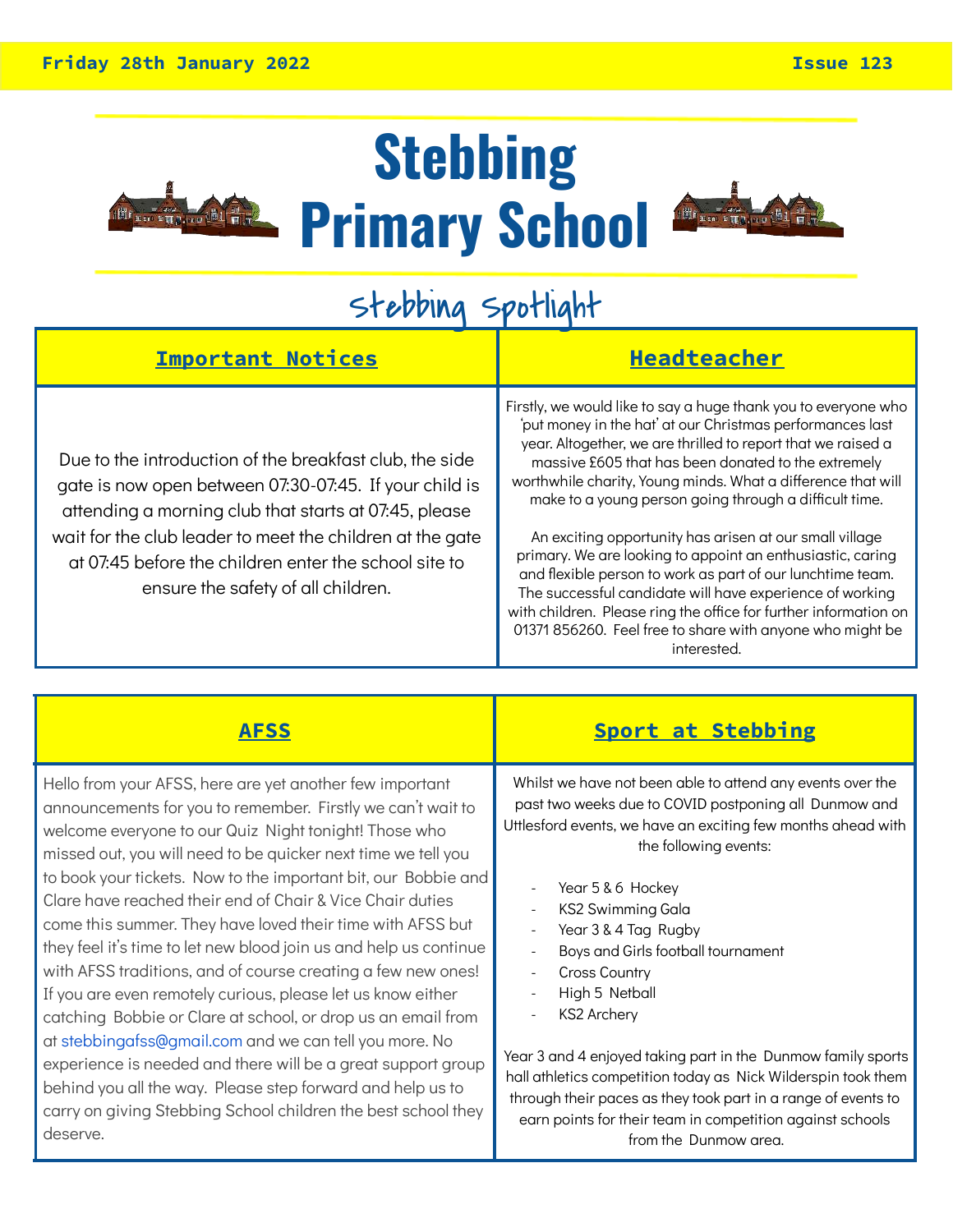Friday 28th January 2022 | Issue 123

# Stebbing Primary School

## Stebbing Spotlight

### Important Notices

Due to the introduction of the breakfast club, the side gate is now open between 07:30-07:45. If your child is attending a morning club that starts at 07:45, please wait for the club leader to meet the children at the gate at 07:45 before the children enter the school site to ensure the safety of all children.

### Headteacher

Firstly, we would like to say a huge thank you to everyone who 'put money in the hat' at our Christmas performances last year. Altogether, we are thrilled to report that we raised a massive £605 that has been donated to the extremely worthwhile charity, Young minds. What a difference that will make to a young person going through a difficult time.

An exciting opportunity has arisen at our small village primary. We are looking to appoint an enthusiastic, caring and flexible person to work as part of our lunchtime team. The successful candidate will have experience of working with children. Please ring the office for further information on 01371 856260. Feel free to share with anyone who might be interested.

### AFSS

Hello from your AFSS, here are yet another few important announcements for you to remember. Firstly we can't wait to welcome everyone to our Quiz Night tonight! Those who missed out, you will need to be quicker next time we tell you to book your tickets. Now to the important bit, our Bobbie and Clare have reached their end of Chair & Vice Chair duties come this summer. They have loved their time with AFSS but they feel it's time to let new blood join us and help us continue with AFSS traditions, and of course creating a few new ones! If you are even remotely curious, please let us know either catching Bobbie or Clare at school, or drop us an email from at stebbingafss@gmail.com and we can tell you more. No experience is needed and there will be a great support group behind you all the way. Please step forward and help us to carry on giving Stebbing School children the best school they deserve.

### Sport at Stebbing

Whilst we have not been able to attend any events over the past two weeks due to COVID postponing all Dunmow and Uttlesford events, we have an exciting few months ahead with the following events:

- Year 5 & 6 Hockey
- KS2 Swimming Gala
- Year 3 & 4 Tag Rugby
- Boys and Girls football tournament
- Cross Country
- High 5 Netball
- KS2 Archery

Year 3 and 4 enjoyed taking part in the Dunmow family sports hall athletics competition today as Nick Wilderspin took them through their paces as they took part in a range of events to earn points for their team in competition against schools from the Dunmow area.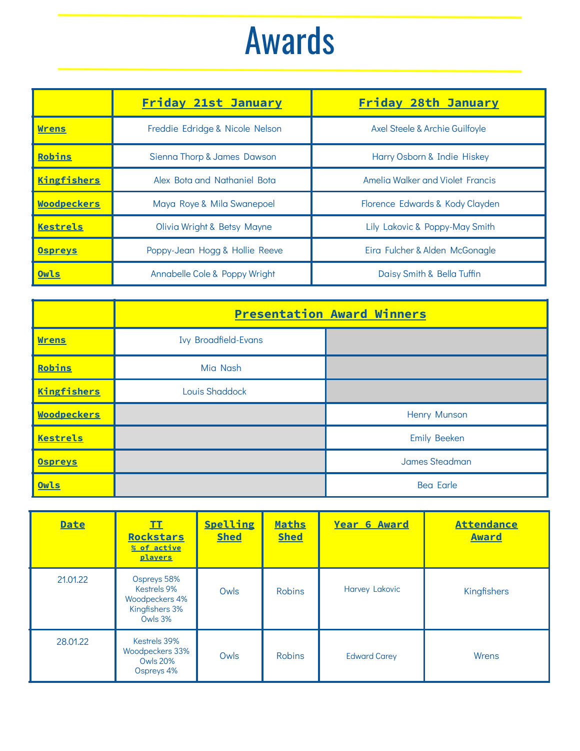# Awards

| | Friday 21st January | Friday 28th January |
|---|---|---|
| Wrens | Freddie Edridge & Nicole Nelson | Axel Steele & Archie Guilfoyle |
| Robins | Sienna Thorp & James Dawson | Harry Osborn & Indie Hiskey |
| Kingfishers | Alex Bota and Nathaniel Bota | Amelia Walker and Violet Francis |
| Woodpeckers | Maya Roye & Mila Swanepoel | Florence Edwards & Kody Clayden |
| Kestrels | Olivia Wright & Betsy Mayne | Lily Lakovic & Poppy-May Smith |
| Ospreys | Poppy-Jean Hogg & Hollie Reeve | Eira Fulcher & Alden McGonagle |
| Owls | Annabelle Cole & Poppy Wright | Daisy Smith & Bella Tuffin |

| | Presentation Award Winners | |
|---|---|---|
| Wrens | Ivy Broadfield-Evans | |
| Robins | Mia Nash | |
| Kingfishers | Louis Shaddock | |
| Woodpeckers | | Henry Munson |
| Kestrels | | Emily Beeken |
| Ospreys | | James Steadman |
| Owls | | Bea Earle |

| Date | TT Rockstars % of active players | Spelling Shed | Maths Shed | Year 6 Award | Attendance Award |
|---|---|---|---|---|---|
| 21.01.22 | Ospreys 58%<br>Kestrels 9%<br>Woodpeckers 4%<br>Kingfishers 3%<br>Owls 3% | Owls | Robins | Harvey Lakovic | Kingfishers |
| 28.01.22 | Kestrels 39%<br>Woodpeckers 33%<br>Owls 20%<br>Ospreys 4% | Owls | Robins | Edward Carey | Wrens |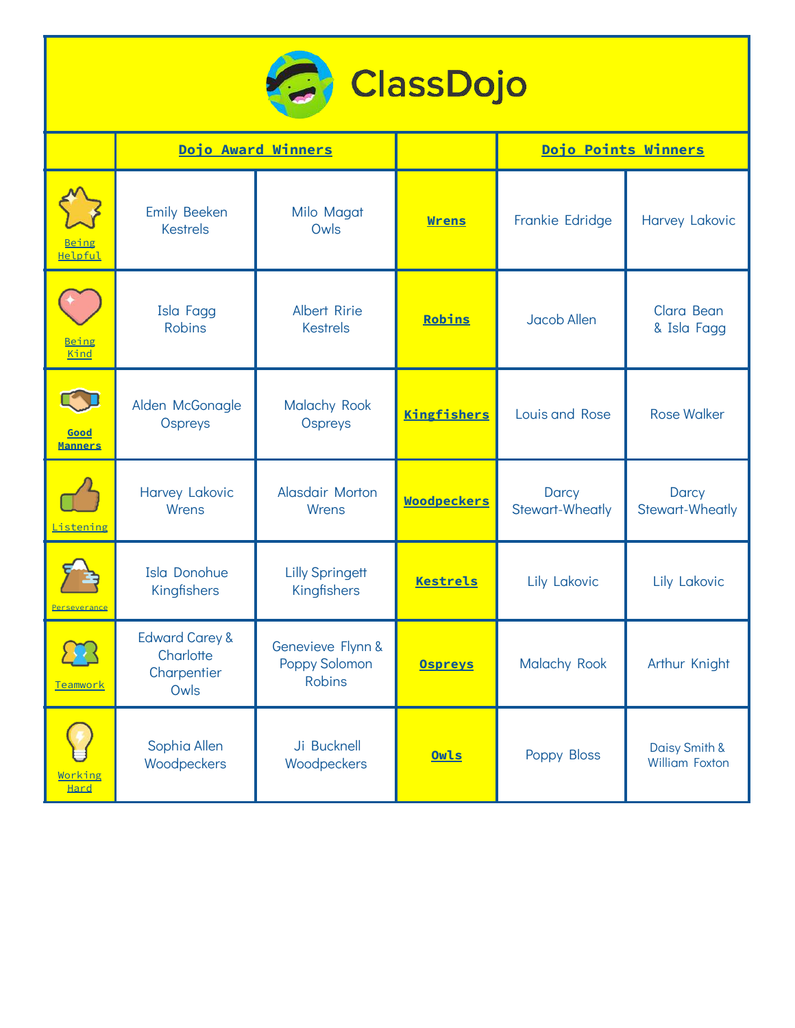# ClassDojo

| | Dojo Award Winners | | | Dojo Points Winners | |
|---|---|---|---|---|---|
| Being Helpful | Emily Beeken Kestrels | Milo Magat Owls | **Wrens** | Frankie Edridge | Harvey Lakovic |
| Being Kind | Isla Fagg Robins | Albert Ririe Kestrels | **Robins** | Jacob Allen | Clara Bean & Isla Fagg |
| Good Manners | Alden McGonagle Ospreys | Malachy Rook Ospreys | **Kingfishers** | Louis and Rose | Rose Walker |
| Listening | Harvey Lakovic Wrens | Alasdair Morton Wrens | **Woodpeckers** | Darcy Stewart-Wheatly | Darcy Stewart-Wheatly |
| Perseverance | Isla Donohue Kingfishers | Lilly Springett Kingfishers | **Kestrels** | Lily Lakovic | Lily Lakovic |
| Teamwork | Edward Carey & Charlotte Charpentier Owls | Genevieve Flynn & Poppy Solomon Robins | **Ospreys** | Malachy Rook | Arthur Knight |
| Working Hard | Sophia Allen Woodpeckers | Ji Bucknell Woodpeckers | **Owls** | Poppy Bloss | Daisy Smith & William Foxton |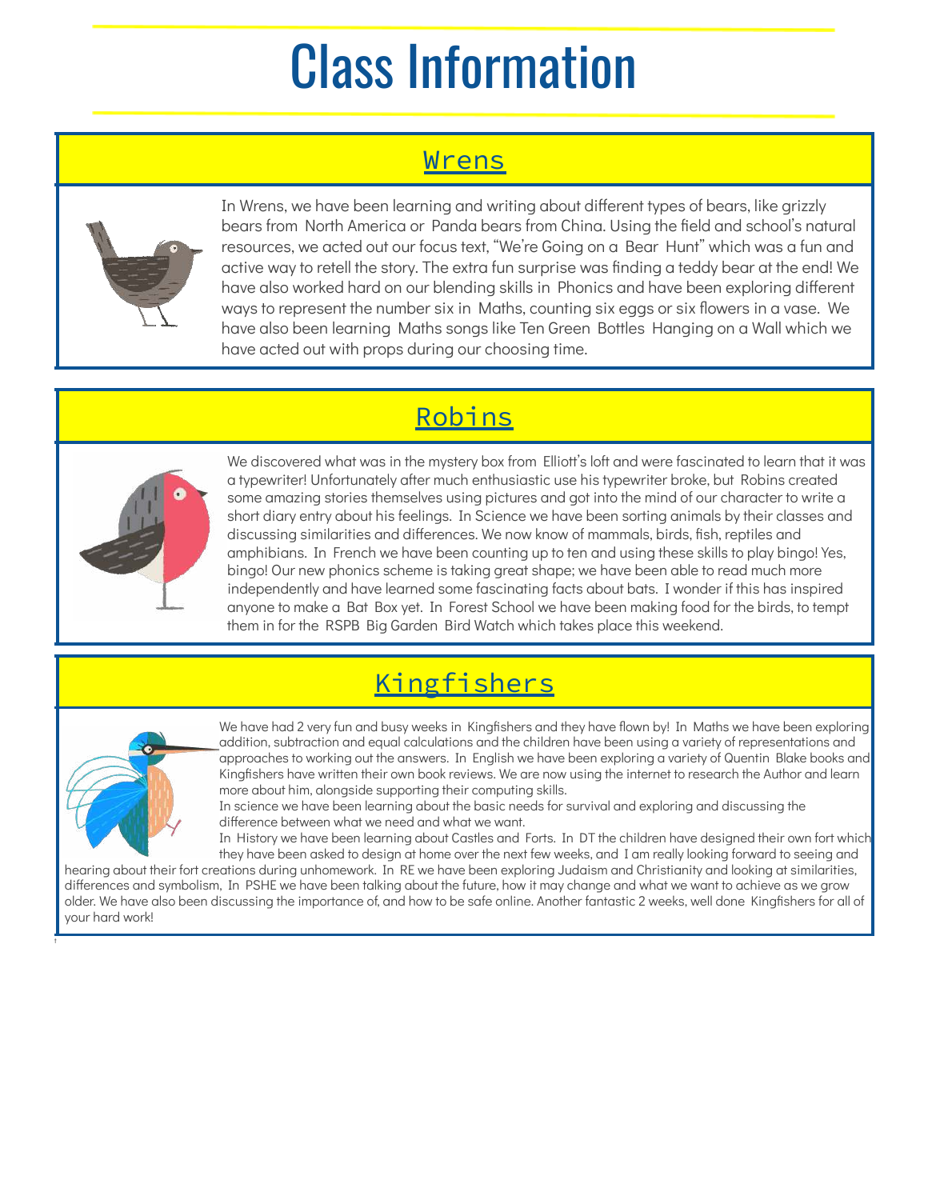# Class Information

## Wrens

In Wrens, we have been learning and writing about different types of bears, like grizzly bears from North America or Panda bears from China. Using the field and school's natural resources, we acted out our focus text, "We're Going on a Bear Hunt" which was a fun and active way to retell the story. The extra fun surprise was finding a teddy bear at the end! We have also worked hard on our blending skills in Phonics and have been exploring different ways to represent the number six in Maths, counting six eggs or six flowers in a vase. We have also been learning Maths songs like Ten Green Bottles Hanging on a Wall which we have acted out with props during our choosing time.

## Robins

We discovered what was in the mystery box from Elliott's loft and were fascinated to learn that it was a typewriter! Unfortunately after much enthusiastic use his typewriter broke, but Robins created some amazing stories themselves using pictures and got into the mind of our character to write a short diary entry about his feelings. In Science we have been sorting animals by their classes and discussing similarities and differences. We now know of mammals, birds, fish, reptiles and amphibians. In French we have been counting up to ten and using these skills to play bingo! Yes, bingo! Our new phonics scheme is taking great shape; we have been able to read much more independently and have learned some fascinating facts about bats. I wonder if this has inspired anyone to make a Bat Box yet. In Forest School we have been making food for the birds, to tempt them in for the RSPB Big Garden Bird Watch which takes place this weekend.

## Kingfishers

We have had 2 very fun and busy weeks in Kingfishers and they have flown by! In Maths we have been exploring addition, subtraction and equal calculations and the children have been using a variety of representations and approaches to working out the answers. In English we have been exploring a variety of Quentin Blake books and Kingfishers have written their own book reviews. We are now using the internet to research the Author and learn more about him, alongside supporting their computing skills.

In science we have been learning about the basic needs for survival and exploring and discussing the difference between what we need and what we want.

In History we have been learning about Castles and Forts. In DT the children have designed their own fort which they have been asked to design at home over the next few weeks, and I am really looking forward to seeing and hearing about their fort creations during unhomework. In RE we have been exploring Judaism and Christianity and looking at similarities, differences and symbolism, In PSHE we have been talking about the future, how it may change and what we want to achieve as we grow older. We have also been discussing the importance of, and how to be safe online. Another fantastic 2 weeks, well done Kingfishers for all of your hard work!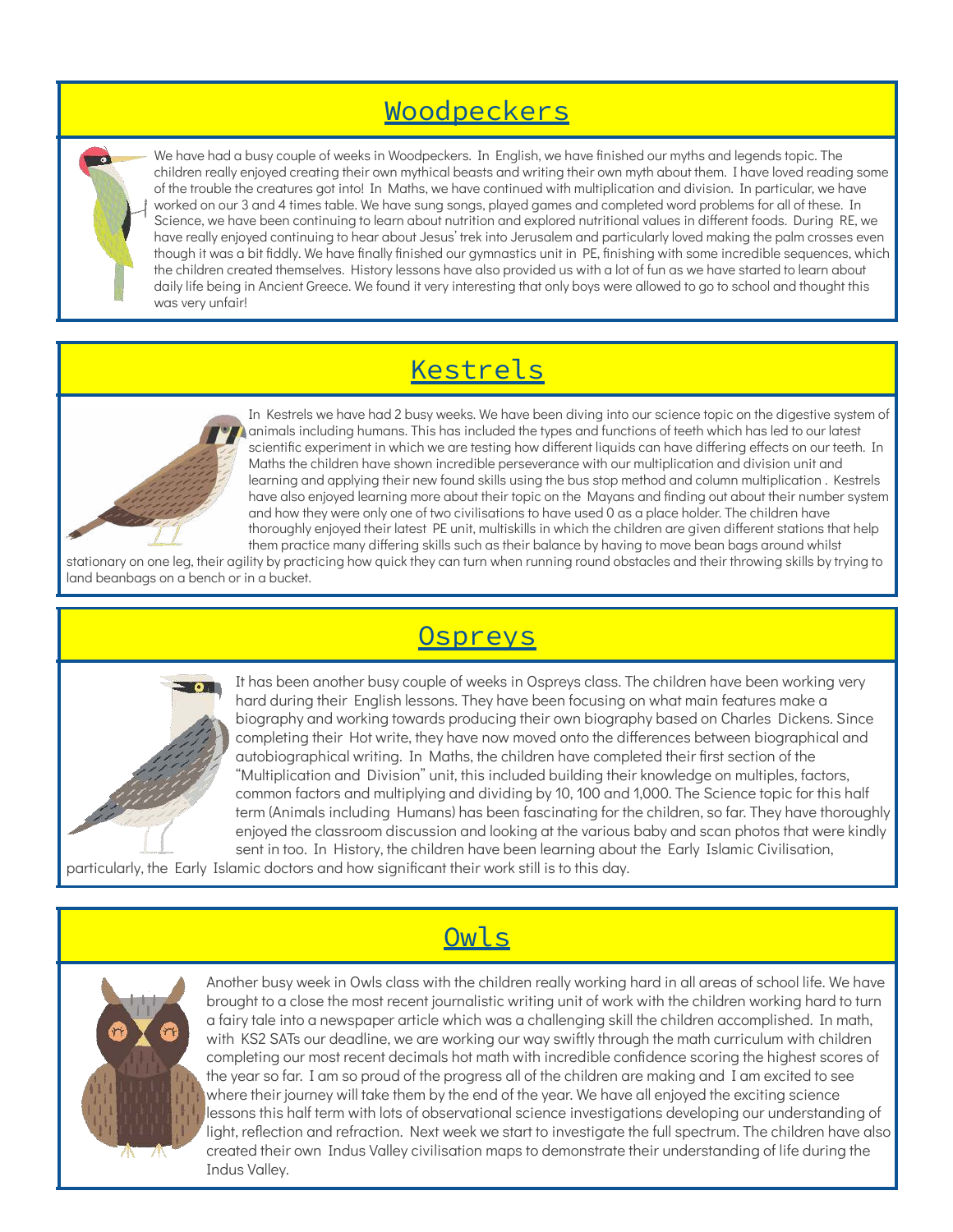## Woodpeckers

We have had a busy couple of weeks in Woodpeckers. In English, we have finished our myths and legends topic. The children really enjoyed creating their own mythical beasts and writing their own myth about them. I have loved reading some of the trouble the creatures got into! In Maths, we have continued with multiplication and division. In particular, we have worked on our 3 and 4 times table. We have sung songs, played games and completed word problems for all of these. In Science, we have been continuing to learn about nutrition and explored nutritional values in different foods. During RE, we have really enjoyed continuing to hear about Jesus' trek into Jerusalem and particularly loved making the palm crosses even though it was a bit fiddly. We have finally finished our gymnastics unit in PE, finishing with some incredible sequences, which the children created themselves. History lessons have also provided us with a lot of fun as we have started to learn about daily life being in Ancient Greece. We found it very interesting that only boys were allowed to go to school and thought this was very unfair!

## Kestrels

In Kestrels we have had 2 busy weeks. We have been diving into our science topic on the digestive system of animals including humans. This has included the types and functions of teeth which has led to our latest scientific experiment in which we are testing how different liquids can have differing effects on our teeth. In Maths the children have shown incredible perseverance with our multiplication and division unit and learning and applying their new found skills using the bus stop method and column multiplication . Kestrels have also enjoyed learning more about their topic on the Mayans and finding out about their number system and how they were only one of two civilisations to have used 0 as a place holder. The children have thoroughly enjoyed their latest PE unit, multiskills in which the children are given different stations that help them practice many differing skills such as their balance by having to move bean bags around whilst stationary on one leg, their agility by practicing how quick they can turn when running round obstacles and their throwing skills by trying to land beanbags on a bench or in a bucket.

## Ospreys

It has been another busy couple of weeks in Ospreys class. The children have been working very hard during their English lessons. They have been focusing on what main features make a biography and working towards producing their own biography based on Charles Dickens. Since completing their Hot write, they have now moved onto the differences between biographical and autobiographical writing. In Maths, the children have completed their first section of the "Multiplication and Division" unit, this included building their knowledge on multiples, factors, common factors and multiplying and dividing by 10, 100 and 1,000. The Science topic for this half term (Animals including Humans) has been fascinating for the children, so far. They have thoroughly enjoyed the classroom discussion and looking at the various baby and scan photos that were kindly sent in too. In History, the children have been learning about the Early Islamic Civilisation, particularly, the Early Islamic doctors and how significant their work still is to this day.

## Owls

Another busy week in Owls class with the children really working hard in all areas of school life. We have brought to a close the most recent journalistic writing unit of work with the children working hard to turn a fairy tale into a newspaper article which was a challenging skill the children accomplished. In math, with KS2 SATs our deadline, we are working our way swiftly through the math curriculum with children completing our most recent decimals hot math with incredible confidence scoring the highest scores of the year so far. I am so proud of the progress all of the children are making and I am excited to see where their journey will take them by the end of the year. We have all enjoyed the exciting science lessons this half term with lots of observational science investigations developing our understanding of light, reflection and refraction. Next week we start to investigate the full spectrum. The children have also created their own Indus Valley civilisation maps to demonstrate their understanding of life during the Indus Valley.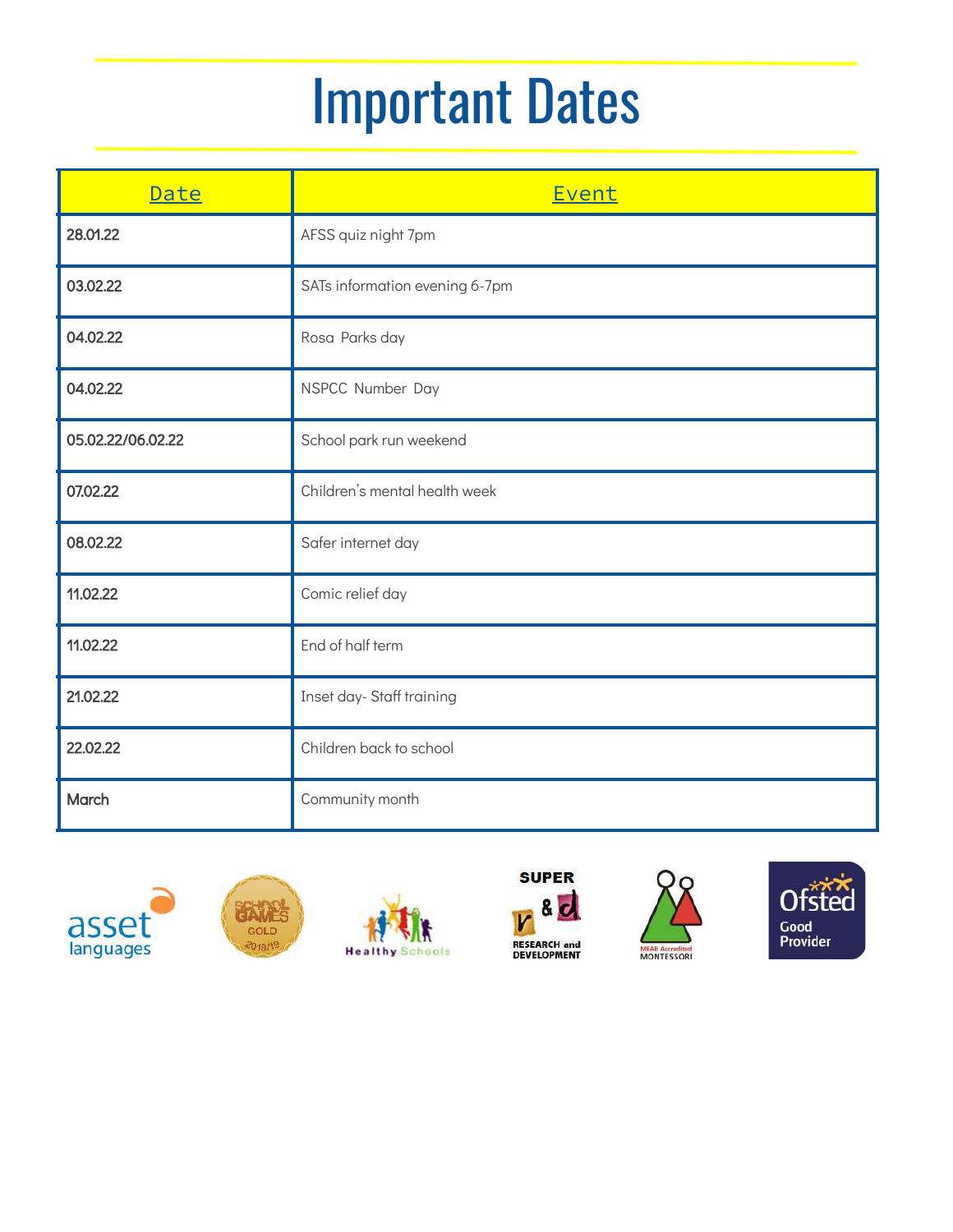# Important Dates

| Date | Event |
|---|---|
| 28.01.22 | AFSS quiz night 7pm |
| 03.02.22 | SATs information evening 6-7pm |
| 04.02.22 | Rosa Parks day |
| 04.02.22 | NSPCC Number Day |
| 05.02.22/06.02.22 | School park run weekend |
| 07.02.22 | Children's mental health week |
| 08.02.22 | Safer internet day |
| 11.02.22 | Comic relief day |
| 11.02.22 | End of half term |
| 21.02.22 | Inset day- Staff training |
| 22.02.22 | Children back to school |
| March | Community month |